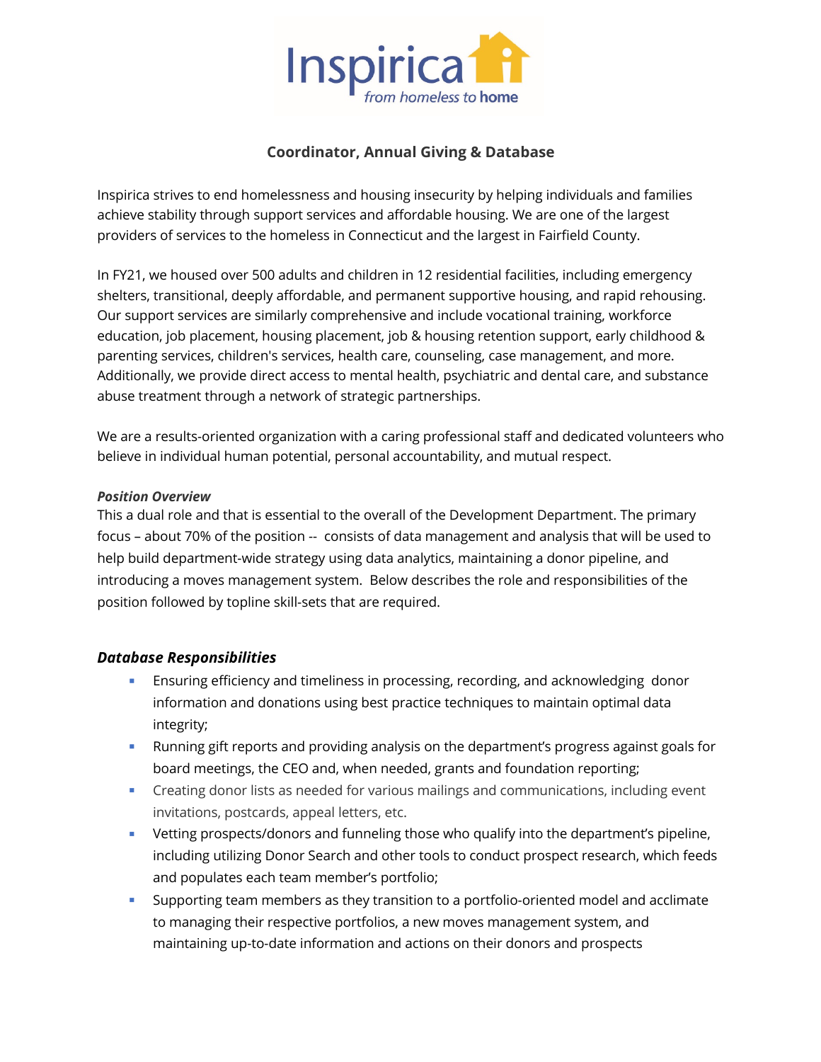Inspirica
*from homeless to home*

## Coordinator, Annual Giving & Database

Inspirica strives to end homelessness and housing insecurity by helping individuals and families achieve stability through support services and affordable housing. We are one of the largest providers of services to the homeless in Connecticut and the largest in Fairfield County.

In FY21, we housed over 500 adults and children in 12 residential facilities, including emergency shelters, transitional, deeply affordable, and permanent supportive housing, and rapid rehousing. Our support services are similarly comprehensive and include vocational training, workforce education, job placement, housing placement, job & housing retention support, early childhood & parenting services, children's services, health care, counseling, case management, and more. Additionally, we provide direct access to mental health, psychiatric and dental care, and substance abuse treatment through a network of strategic partnerships.

We are a results-oriented organization with a caring professional staff and dedicated volunteers who believe in individual human potential, personal accountability, and mutual respect.

***Position Overview***

This a dual role and that is essential to the overall of the Development Department. The primary focus – about 70% of the position -- consists of data management and analysis that will be used to help build department-wide strategy using data analytics, maintaining a donor pipeline, and introducing a moves management system. Below describes the role and responsibilities of the position followed by topline skill-sets that are required.

### *Database Responsibilities*

- Ensuring efficiency and timeliness in processing, recording, and acknowledging donor information and donations using best practice techniques to maintain optimal data integrity;
- Running gift reports and providing analysis on the department's progress against goals for board meetings, the CEO and, when needed, grants and foundation reporting;
- Creating donor lists as needed for various mailings and communications, including event invitations, postcards, appeal letters, etc.
- Vetting prospects/donors and funneling those who qualify into the department's pipeline, including utilizing Donor Search and other tools to conduct prospect research, which feeds and populates each team member's portfolio;
- Supporting team members as they transition to a portfolio-oriented model and acclimate to managing their respective portfolios, a new moves management system, and maintaining up-to-date information and actions on their donors and prospects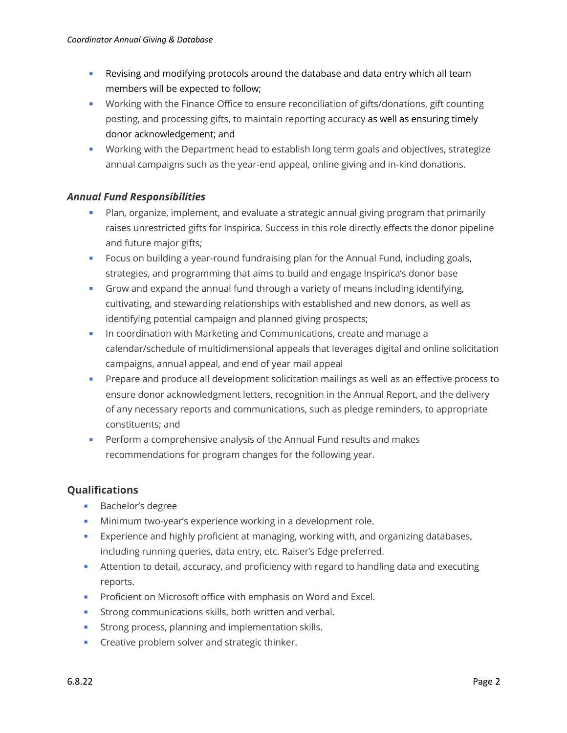- Revising and modifying protocols around the database and data entry which all team members will be expected to follow;
- Working with the Finance Office to ensure reconciliation of gifts/donations, gift counting posting, and processing gifts, to maintain reporting accuracy as well as ensuring timely donor acknowledgement; and
- Working with the Department head to establish long term goals and objectives, strategize annual campaigns such as the year-end appeal, online giving and in-kind donations.

### *Annual Fund Responsibilities*

- Plan, organize, implement, and evaluate a strategic annual giving program that primarily raises unrestricted gifts for Inspirica. Success in this role directly effects the donor pipeline and future major gifts;
- Focus on building a year-round fundraising plan for the Annual Fund, including goals, strategies, and programming that aims to build and engage Inspirica's donor base
- Grow and expand the annual fund through a variety of means including identifying, cultivating, and stewarding relationships with established and new donors, as well as identifying potential campaign and planned giving prospects;
- In coordination with Marketing and Communications, create and manage a calendar/schedule of multidimensional appeals that leverages digital and online solicitation campaigns, annual appeal, and end of year mail appeal
- Prepare and produce all development solicitation mailings as well as an effective process to ensure donor acknowledgment letters, recognition in the Annual Report, and the delivery of any necessary reports and communications, such as pledge reminders, to appropriate constituents; and
- Perform a comprehensive analysis of the Annual Fund results and makes recommendations for program changes for the following year.

## Qualifications

- Bachelor's degree
- Minimum two-year's experience working in a development role.
- Experience and highly proficient at managing, working with, and organizing databases, including running queries, data entry, etc. Raiser's Edge preferred.
- Attention to detail, accuracy, and proficiency with regard to handling data and executing reports.
- Proficient on Microsoft office with emphasis on Word and Excel.
- Strong communications skills, both written and verbal.
- Strong process, planning and implementation skills.
- Creative problem solver and strategic thinker.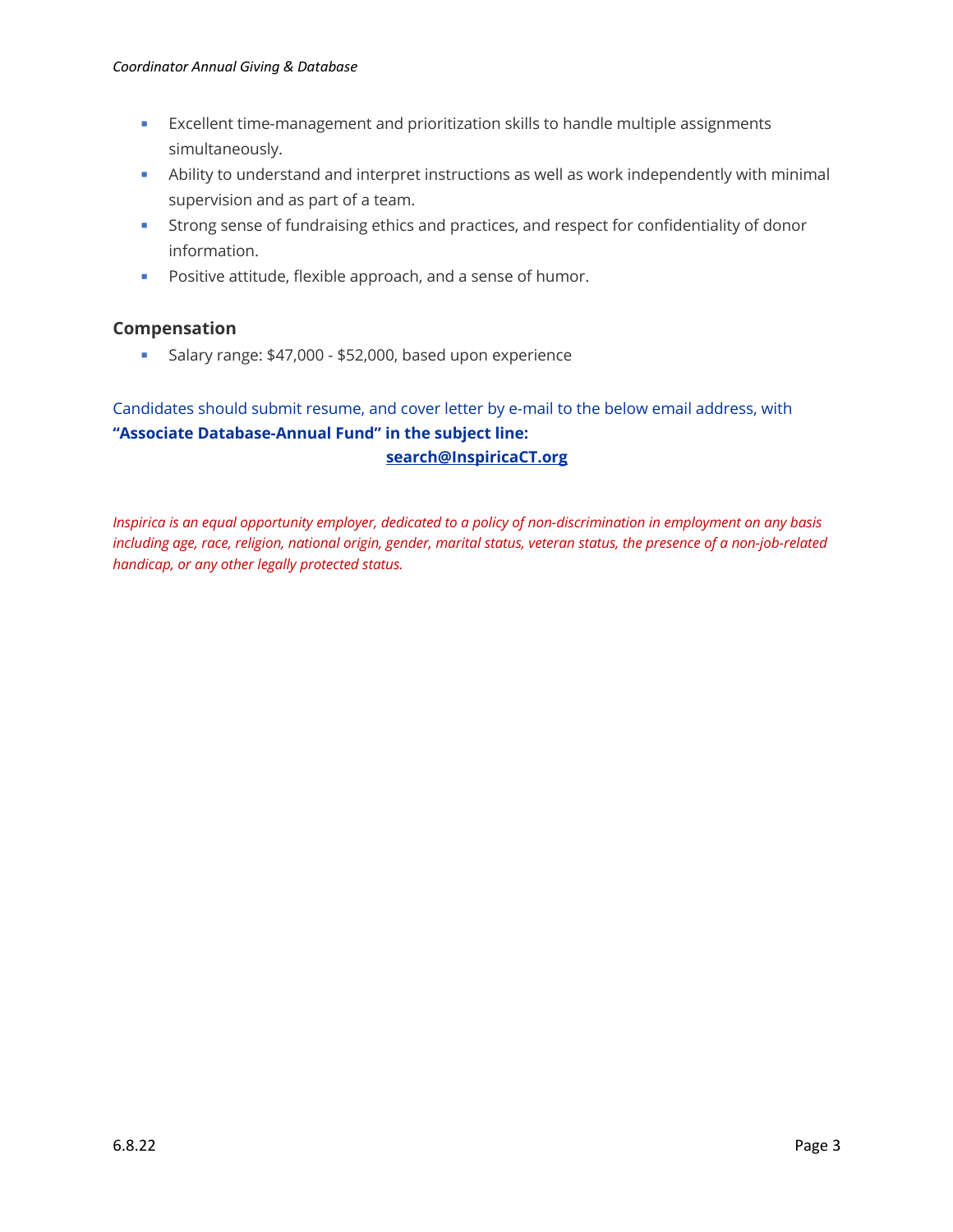- Excellent time-management and prioritization skills to handle multiple assignments simultaneously.
- Ability to understand and interpret instructions as well as work independently with minimal supervision and as part of a team.
- Strong sense of fundraising ethics and practices, and respect for confidentiality of donor information.
- Positive attitude, flexible approach, and a sense of humor.

## Compensation

- Salary range: $47,000 - $52,000, based upon experience

Candidates should submit resume, and cover letter by e-mail to the below email address, with **"Associate Database-Annual Fund" in the subject line:**

**search@InspiricaCT.org**

*Inspirica is an equal opportunity employer, dedicated to a policy of non-discrimination in employment on any basis including age, race, religion, national origin, gender, marital status, veteran status, the presence of a non-job-related handicap, or any other legally protected status.*

6.8.22